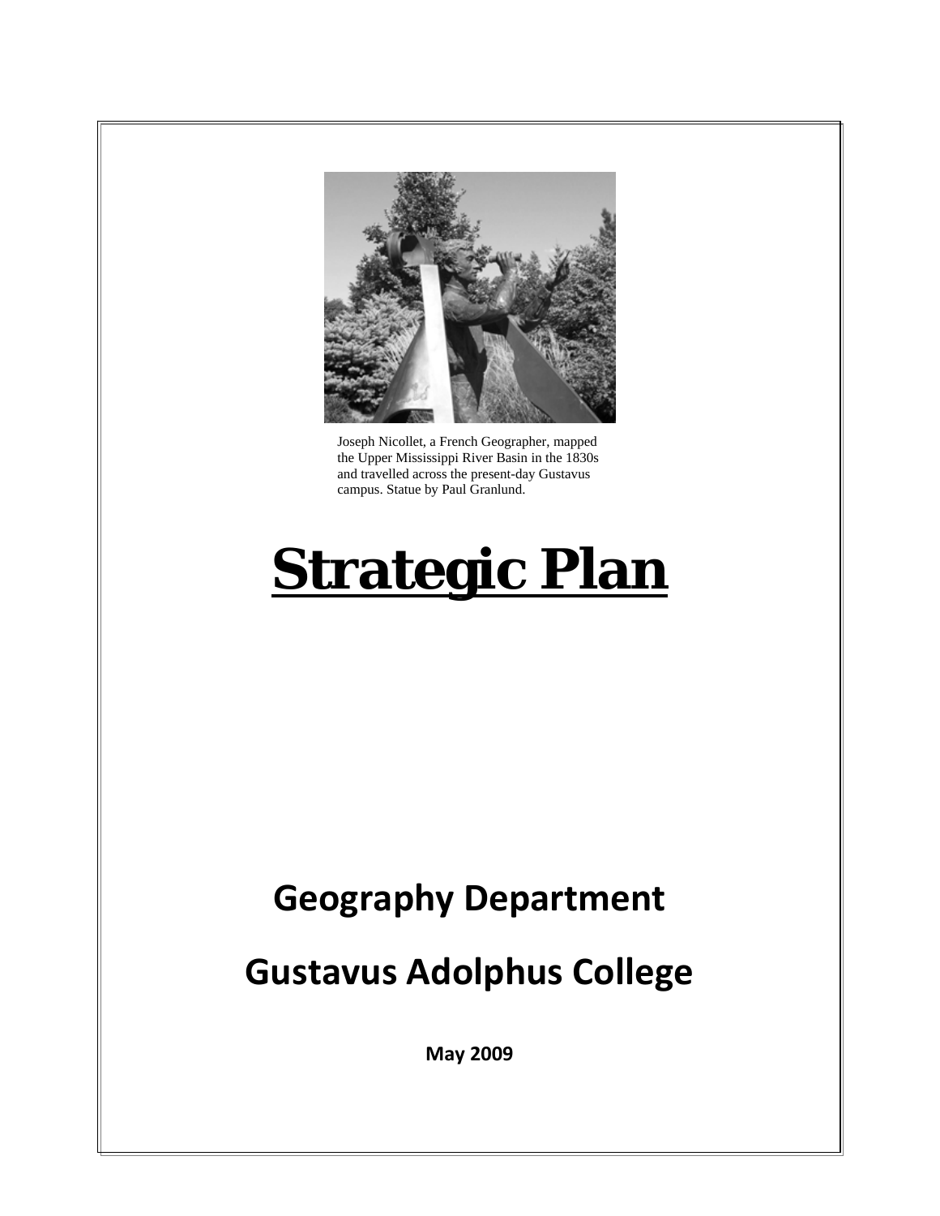Joseph Nicollet, a French Geographer, mapped the Upper Mississippi River Basin in the 1830s and travelled across the present-day Gustavus campus. Statue by Paul Granlund.

# Strategic Plan

## Geography Department

## Gustavus Adolphus College

**May 2009**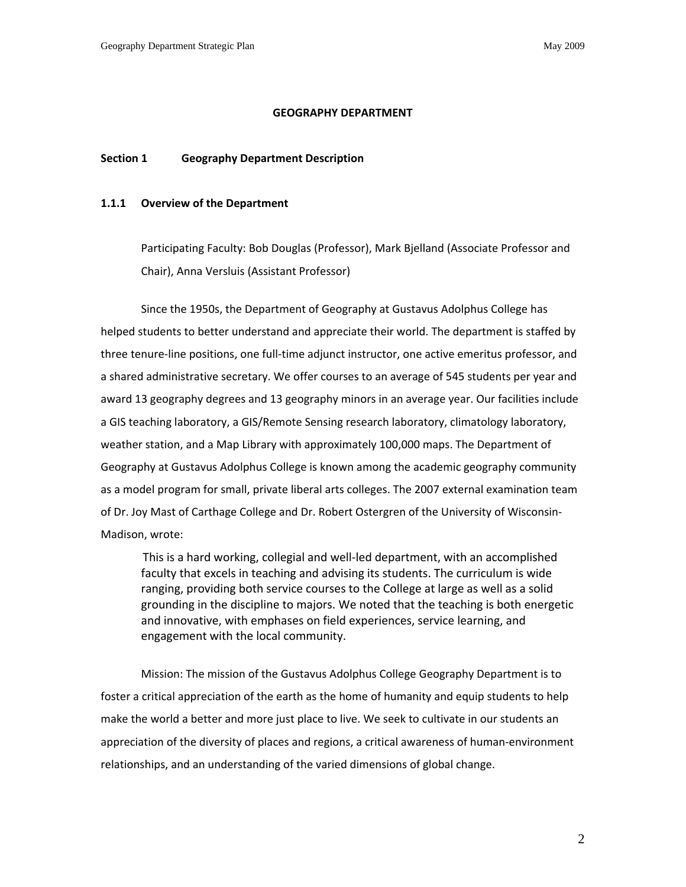# GEOGRAPHY DEPARTMENT

## Section 1 Geography Department Description

### 1.1.1 Overview of the Department

Participating Faculty: Bob Douglas (Professor), Mark Bjelland (Associate Professor and Chair), Anna Versluis (Assistant Professor)

Since the 1950s, the Department of Geography at Gustavus Adolphus College has helped students to better understand and appreciate their world. The department is staffed by three tenure-line positions, one full-time adjunct instructor, one active emeritus professor, and a shared administrative secretary. We offer courses to an average of 545 students per year and award 13 geography degrees and 13 geography minors in an average year. Our facilities include a GIS teaching laboratory, a GIS/Remote Sensing research laboratory, climatology laboratory, weather station, and a Map Library with approximately 100,000 maps. The Department of Geography at Gustavus Adolphus College is known among the academic geography community as a model program for small, private liberal arts colleges. The 2007 external examination team of Dr. Joy Mast of Carthage College and Dr. Robert Ostergren of the University of Wisconsin-Madison, wrote:

> This is a hard working, collegial and well-led department, with an accomplished faculty that excels in teaching and advising its students. The curriculum is wide ranging, providing both service courses to the College at large as well as a solid grounding in the discipline to majors. We noted that the teaching is both energetic and innovative, with emphases on field experiences, service learning, and engagement with the local community.

Mission: The mission of the Gustavus Adolphus College Geography Department is to foster a critical appreciation of the earth as the home of humanity and equip students to help make the world a better and more just place to live. We seek to cultivate in our students an appreciation of the diversity of places and regions, a critical awareness of human-environment relationships, and an understanding of the varied dimensions of global change.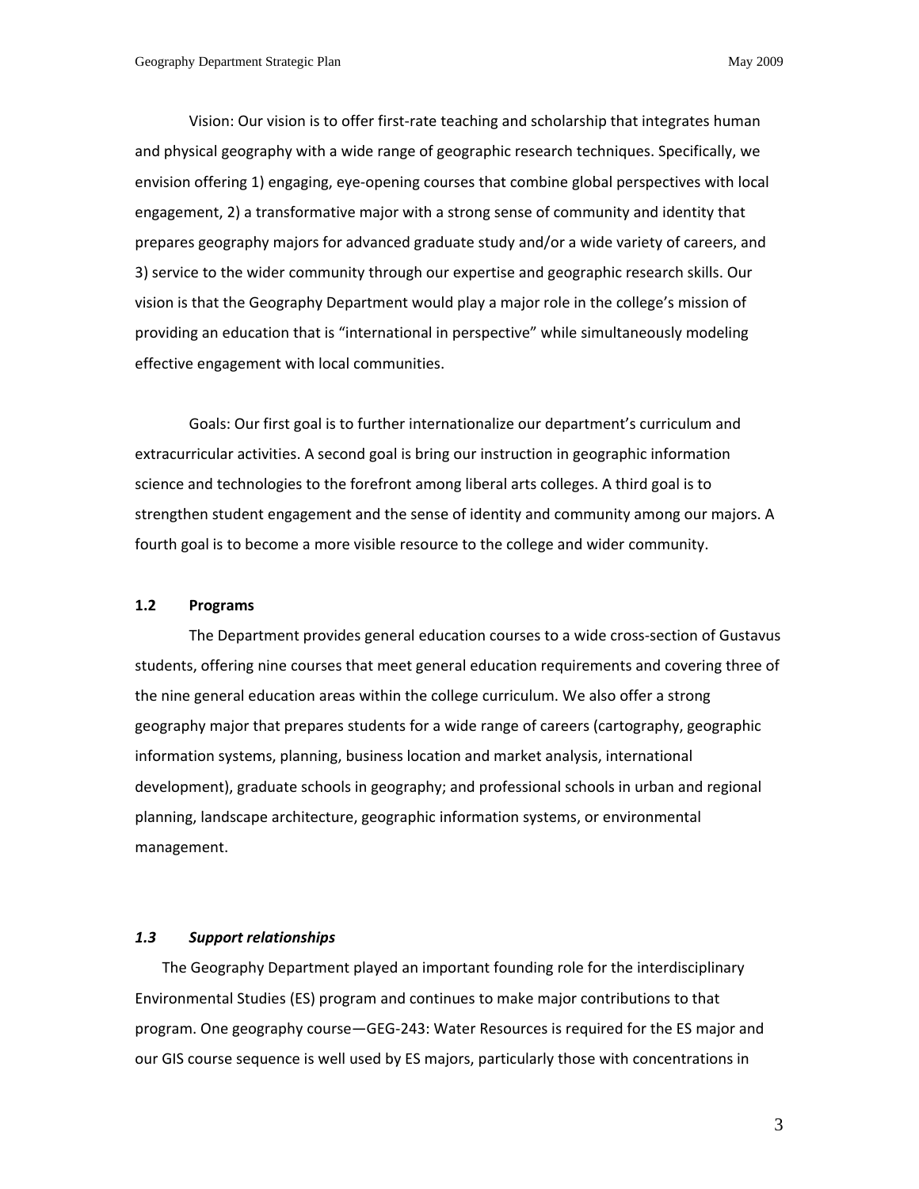Vision: Our vision is to offer first-rate teaching and scholarship that integrates human and physical geography with a wide range of geographic research techniques. Specifically, we envision offering 1) engaging, eye-opening courses that combine global perspectives with local engagement, 2) a transformative major with a strong sense of community and identity that prepares geography majors for advanced graduate study and/or a wide variety of careers, and 3) service to the wider community through our expertise and geographic research skills. Our vision is that the Geography Department would play a major role in the college's mission of providing an education that is "international in perspective" while simultaneously modeling effective engagement with local communities.

Goals: Our first goal is to further internationalize our department's curriculum and extracurricular activities. A second goal is bring our instruction in geographic information science and technologies to the forefront among liberal arts colleges. A third goal is to strengthen student engagement and the sense of identity and community among our majors. A fourth goal is to become a more visible resource to the college and wider community.

### 1.2 Programs

The Department provides general education courses to a wide cross-section of Gustavus students, offering nine courses that meet general education requirements and covering three of the nine general education areas within the college curriculum. We also offer a strong geography major that prepares students for a wide range of careers (cartography, geographic information systems, planning, business location and market analysis, international development), graduate schools in geography; and professional schools in urban and regional planning, landscape architecture, geographic information systems, or environmental management.

### *1.3 Support relationships*

The Geography Department played an important founding role for the interdisciplinary Environmental Studies (ES) program and continues to make major contributions to that program. One geography course—GEG-243: Water Resources is required for the ES major and our GIS course sequence is well used by ES majors, particularly those with concentrations in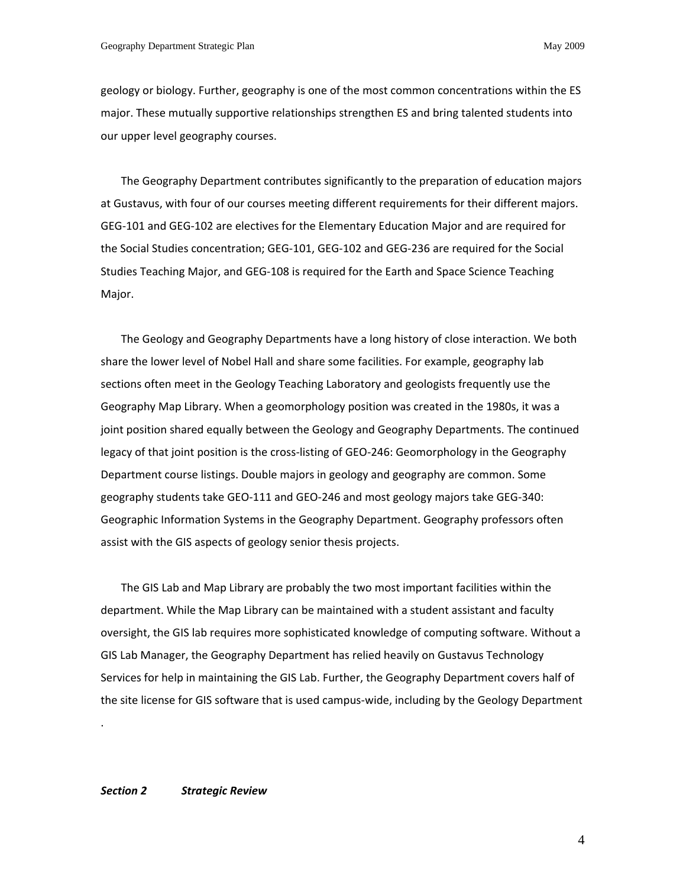geology or biology. Further, geography is one of the most common concentrations within the ES major. These mutually supportive relationships strengthen ES and bring talented students into our upper level geography courses.

The Geography Department contributes significantly to the preparation of education majors at Gustavus, with four of our courses meeting different requirements for their different majors. GEG-101 and GEG-102 are electives for the Elementary Education Major and are required for the Social Studies concentration; GEG-101, GEG-102 and GEG-236 are required for the Social Studies Teaching Major, and GEG-108 is required for the Earth and Space Science Teaching Major.

The Geology and Geography Departments have a long history of close interaction. We both share the lower level of Nobel Hall and share some facilities. For example, geography lab sections often meet in the Geology Teaching Laboratory and geologists frequently use the Geography Map Library. When a geomorphology position was created in the 1980s, it was a joint position shared equally between the Geology and Geography Departments. The continued legacy of that joint position is the cross-listing of GEO-246: Geomorphology in the Geography Department course listings. Double majors in geology and geography are common. Some geography students take GEO-111 and GEO-246 and most geology majors take GEG-340: Geographic Information Systems in the Geography Department. Geography professors often assist with the GIS aspects of geology senior thesis projects.

The GIS Lab and Map Library are probably the two most important facilities within the department. While the Map Library can be maintained with a student assistant and faculty oversight, the GIS lab requires more sophisticated knowledge of computing software. Without a GIS Lab Manager, the Geography Department has relied heavily on Gustavus Technology Services for help in maintaining the GIS Lab. Further, the Geography Department covers half of the site license for GIS software that is used campus-wide, including by the Geology Department .

## *Section 2 Strategic Review*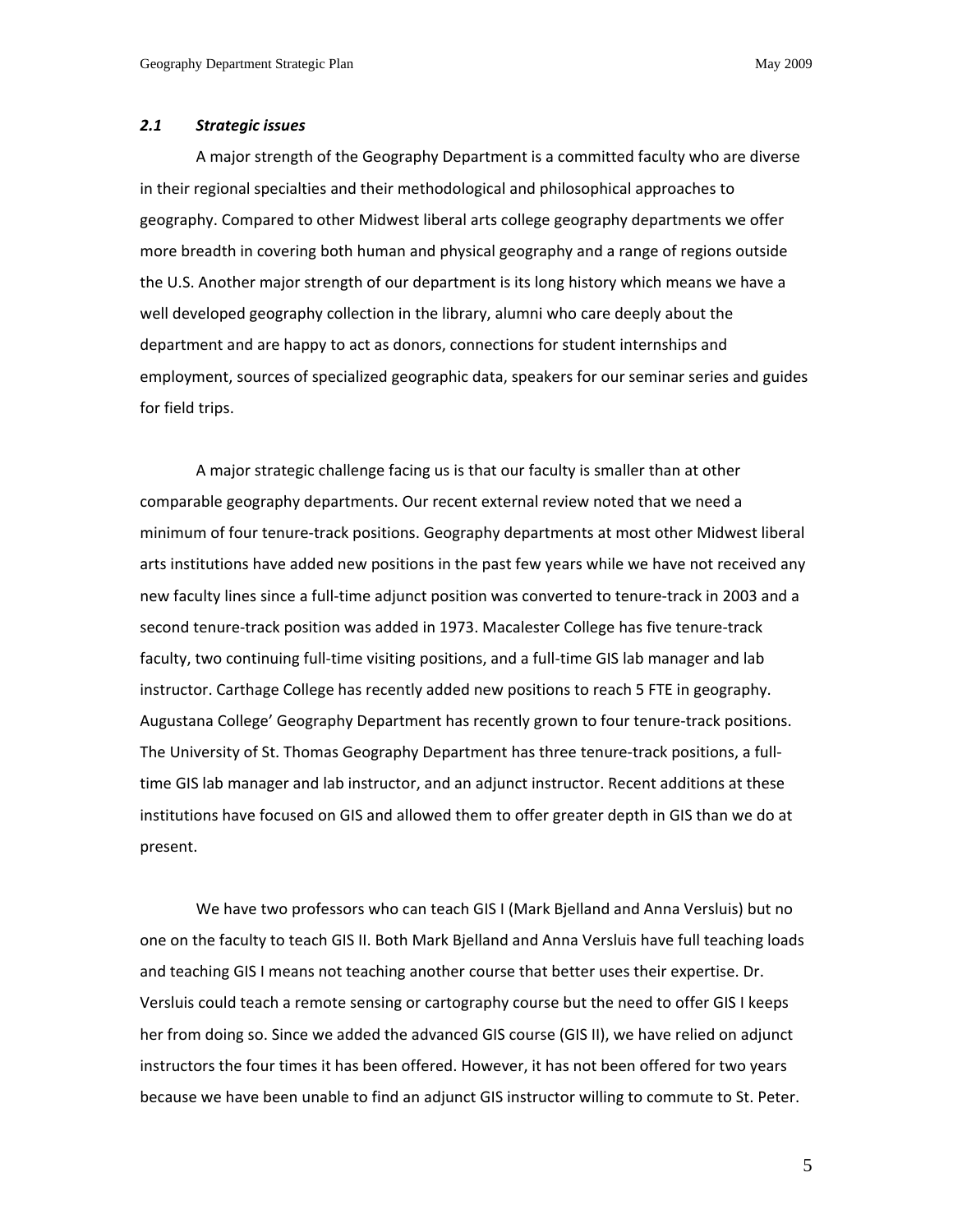### *2.1 Strategic issues*

A major strength of the Geography Department is a committed faculty who are diverse in their regional specialties and their methodological and philosophical approaches to geography. Compared to other Midwest liberal arts college geography departments we offer more breadth in covering both human and physical geography and a range of regions outside the U.S. Another major strength of our department is its long history which means we have a well developed geography collection in the library, alumni who care deeply about the department and are happy to act as donors, connections for student internships and employment, sources of specialized geographic data, speakers for our seminar series and guides for field trips.

A major strategic challenge facing us is that our faculty is smaller than at other comparable geography departments. Our recent external review noted that we need a minimum of four tenure-track positions. Geography departments at most other Midwest liberal arts institutions have added new positions in the past few years while we have not received any new faculty lines since a full-time adjunct position was converted to tenure-track in 2003 and a second tenure-track position was added in 1973. Macalester College has five tenure-track faculty, two continuing full-time visiting positions, and a full-time GIS lab manager and lab instructor. Carthage College has recently added new positions to reach 5 FTE in geography. Augustana College' Geography Department has recently grown to four tenure-track positions. The University of St. Thomas Geography Department has three tenure-track positions, a full-time GIS lab manager and lab instructor, and an adjunct instructor. Recent additions at these institutions have focused on GIS and allowed them to offer greater depth in GIS than we do at present.

We have two professors who can teach GIS I (Mark Bjelland and Anna Versluis) but no one on the faculty to teach GIS II. Both Mark Bjelland and Anna Versluis have full teaching loads and teaching GIS I means not teaching another course that better uses their expertise. Dr. Versluis could teach a remote sensing or cartography course but the need to offer GIS I keeps her from doing so. Since we added the advanced GIS course (GIS II), we have relied on adjunct instructors the four times it has been offered. However, it has not been offered for two years because we have been unable to find an adjunct GIS instructor willing to commute to St. Peter.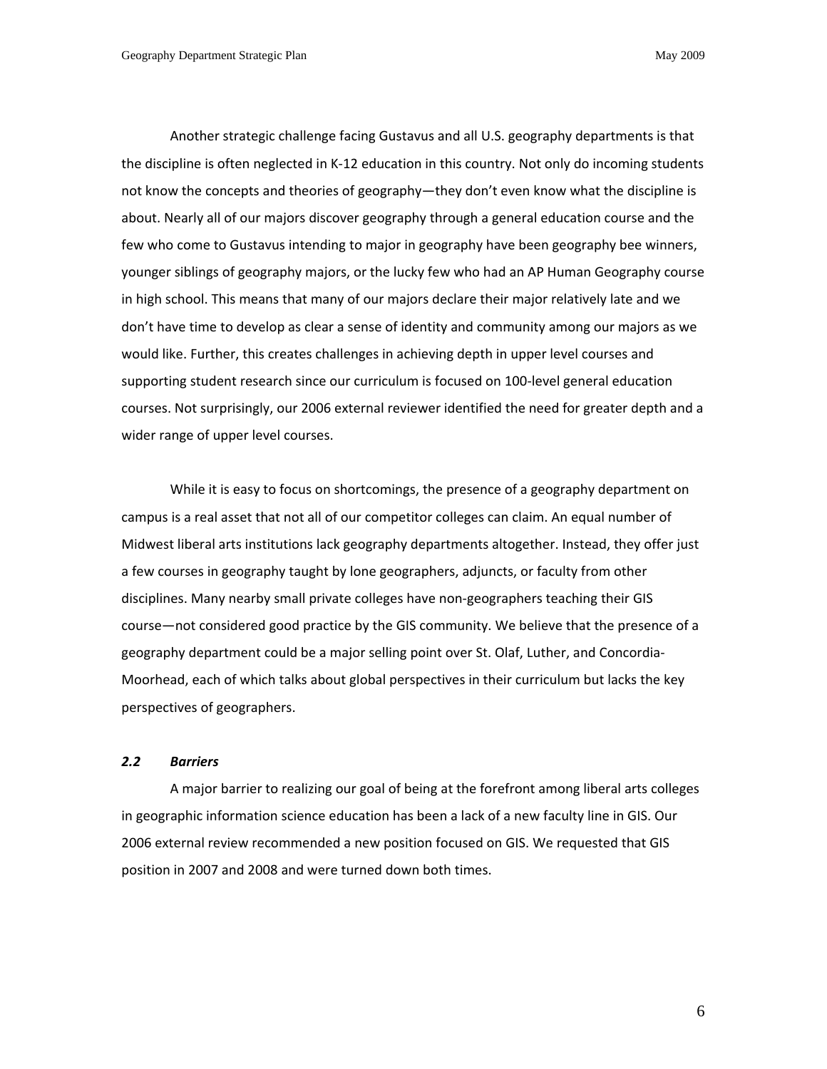Another strategic challenge facing Gustavus and all U.S. geography departments is that the discipline is often neglected in K-12 education in this country. Not only do incoming students not know the concepts and theories of geography—they don't even know what the discipline is about. Nearly all of our majors discover geography through a general education course and the few who come to Gustavus intending to major in geography have been geography bee winners, younger siblings of geography majors, or the lucky few who had an AP Human Geography course in high school. This means that many of our majors declare their major relatively late and we don't have time to develop as clear a sense of identity and community among our majors as we would like. Further, this creates challenges in achieving depth in upper level courses and supporting student research since our curriculum is focused on 100-level general education courses. Not surprisingly, our 2006 external reviewer identified the need for greater depth and a wider range of upper level courses.

While it is easy to focus on shortcomings, the presence of a geography department on campus is a real asset that not all of our competitor colleges can claim. An equal number of Midwest liberal arts institutions lack geography departments altogether. Instead, they offer just a few courses in geography taught by lone geographers, adjuncts, or faculty from other disciplines. Many nearby small private colleges have non-geographers teaching their GIS course—not considered good practice by the GIS community. We believe that the presence of a geography department could be a major selling point over St. Olaf, Luther, and Concordia-Moorhead, each of which talks about global perspectives in their curriculum but lacks the key perspectives of geographers.

### *2.2 Barriers*

A major barrier to realizing our goal of being at the forefront among liberal arts colleges in geographic information science education has been a lack of a new faculty line in GIS. Our 2006 external review recommended a new position focused on GIS. We requested that GIS position in 2007 and 2008 and were turned down both times.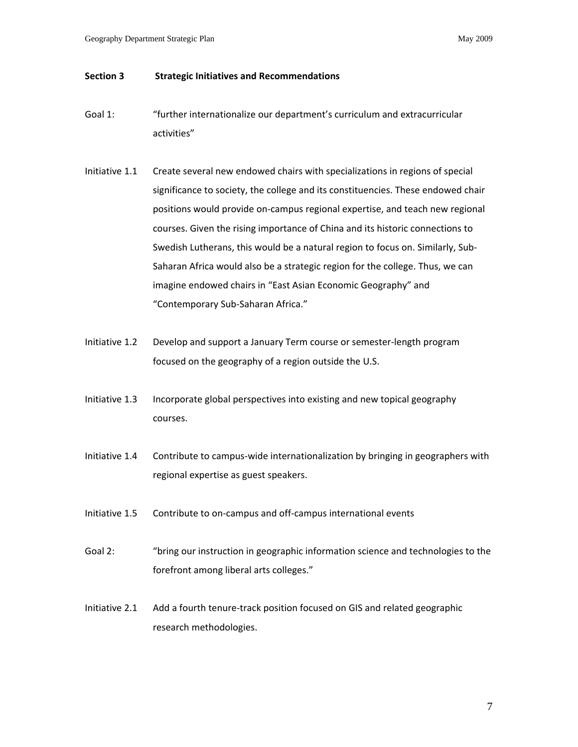## Section 3 Strategic Initiatives and Recommendations

Goal 1: "further internationalize our department's curriculum and extracurricular activities"

Initiative 1.1 Create several new endowed chairs with specializations in regions of special significance to society, the college and its constituencies. These endowed chair positions would provide on-campus regional expertise, and teach new regional courses. Given the rising importance of China and its historic connections to Swedish Lutherans, this would be a natural region to focus on. Similarly, Sub-Saharan Africa would also be a strategic region for the college. Thus, we can imagine endowed chairs in "East Asian Economic Geography" and "Contemporary Sub-Saharan Africa."

Initiative 1.2 Develop and support a January Term course or semester-length program focused on the geography of a region outside the U.S.

Initiative 1.3 Incorporate global perspectives into existing and new topical geography courses.

Initiative 1.4 Contribute to campus-wide internationalization by bringing in geographers with regional expertise as guest speakers.

Initiative 1.5 Contribute to on-campus and off-campus international events

Goal 2: "bring our instruction in geographic information science and technologies to the forefront among liberal arts colleges."

Initiative 2.1 Add a fourth tenure-track position focused on GIS and related geographic research methodologies.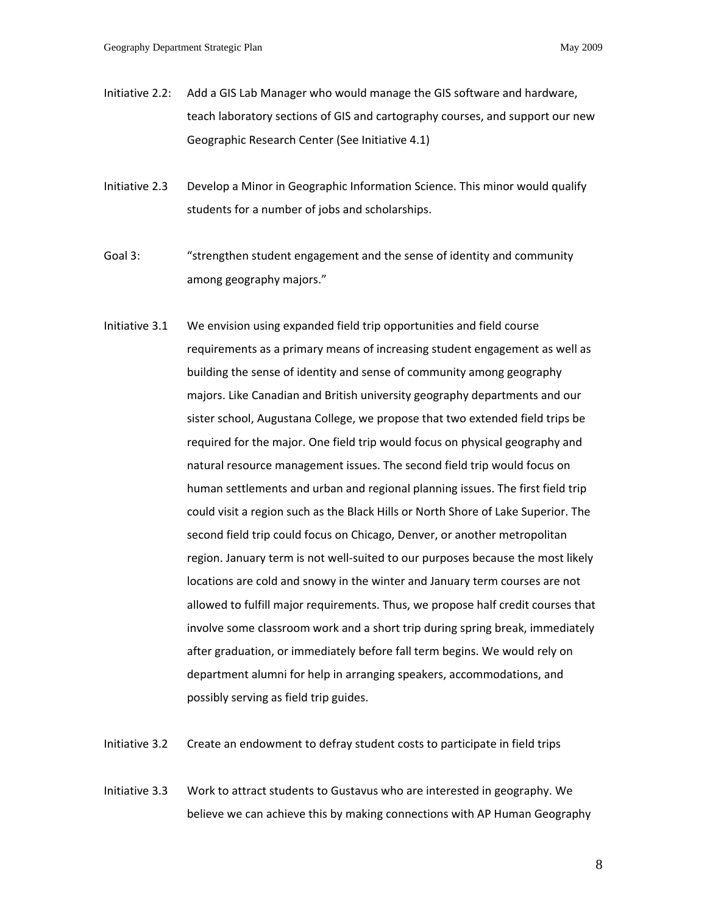Initiative 2.2: Add a GIS Lab Manager who would manage the GIS software and hardware, teach laboratory sections of GIS and cartography courses, and support our new Geographic Research Center (See Initiative 4.1)

Initiative 2.3 Develop a Minor in Geographic Information Science. This minor would qualify students for a number of jobs and scholarships.

Goal 3: "strengthen student engagement and the sense of identity and community among geography majors."

Initiative 3.1 We envision using expanded field trip opportunities and field course requirements as a primary means of increasing student engagement as well as building the sense of identity and sense of community among geography majors. Like Canadian and British university geography departments and our sister school, Augustana College, we propose that two extended field trips be required for the major. One field trip would focus on physical geography and natural resource management issues. The second field trip would focus on human settlements and urban and regional planning issues. The first field trip could visit a region such as the Black Hills or North Shore of Lake Superior. The second field trip could focus on Chicago, Denver, or another metropolitan region. January term is not well-suited to our purposes because the most likely locations are cold and snowy in the winter and January term courses are not allowed to fulfill major requirements. Thus, we propose half credit courses that involve some classroom work and a short trip during spring break, immediately after graduation, or immediately before fall term begins. We would rely on department alumni for help in arranging speakers, accommodations, and possibly serving as field trip guides.

Initiative 3.2 Create an endowment to defray student costs to participate in field trips

Initiative 3.3 Work to attract students to Gustavus who are interested in geography. We believe we can achieve this by making connections with AP Human Geography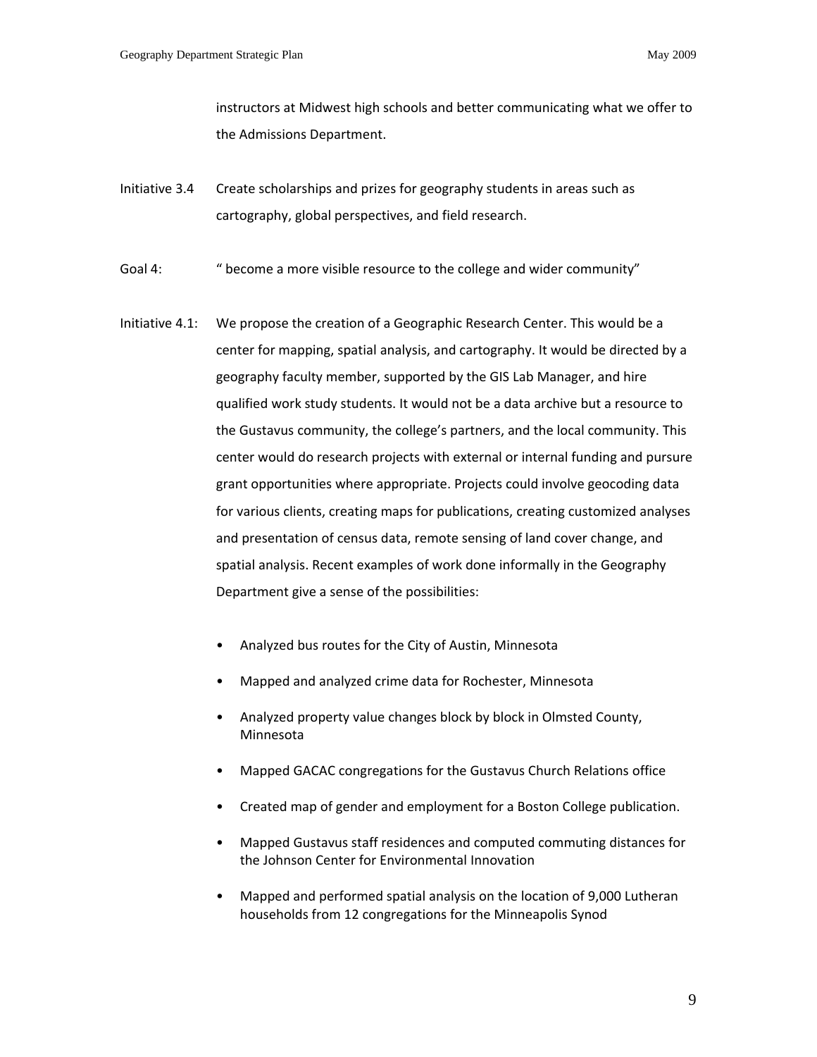instructors at Midwest high schools and better communicating what we offer to the Admissions Department.

Initiative 3.4 Create scholarships and prizes for geography students in areas such as cartography, global perspectives, and field research.

Goal 4: " become a more visible resource to the college and wider community"

Initiative 4.1: We propose the creation of a Geographic Research Center. This would be a center for mapping, spatial analysis, and cartography. It would be directed by a geography faculty member, supported by the GIS Lab Manager, and hire qualified work study students. It would not be a data archive but a resource to the Gustavus community, the college's partners, and the local community. This center would do research projects with external or internal funding and pursure grant opportunities where appropriate. Projects could involve geocoding data for various clients, creating maps for publications, creating customized analyses and presentation of census data, remote sensing of land cover change, and spatial analysis. Recent examples of work done informally in the Geography Department give a sense of the possibilities:

- Analyzed bus routes for the City of Austin, Minnesota
- Mapped and analyzed crime data for Rochester, Minnesota
- Analyzed property value changes block by block in Olmsted County, Minnesota
- Mapped GACAC congregations for the Gustavus Church Relations office
- Created map of gender and employment for a Boston College publication.
- Mapped Gustavus staff residences and computed commuting distances for the Johnson Center for Environmental Innovation
- Mapped and performed spatial analysis on the location of 9,000 Lutheran households from 12 congregations for the Minneapolis Synod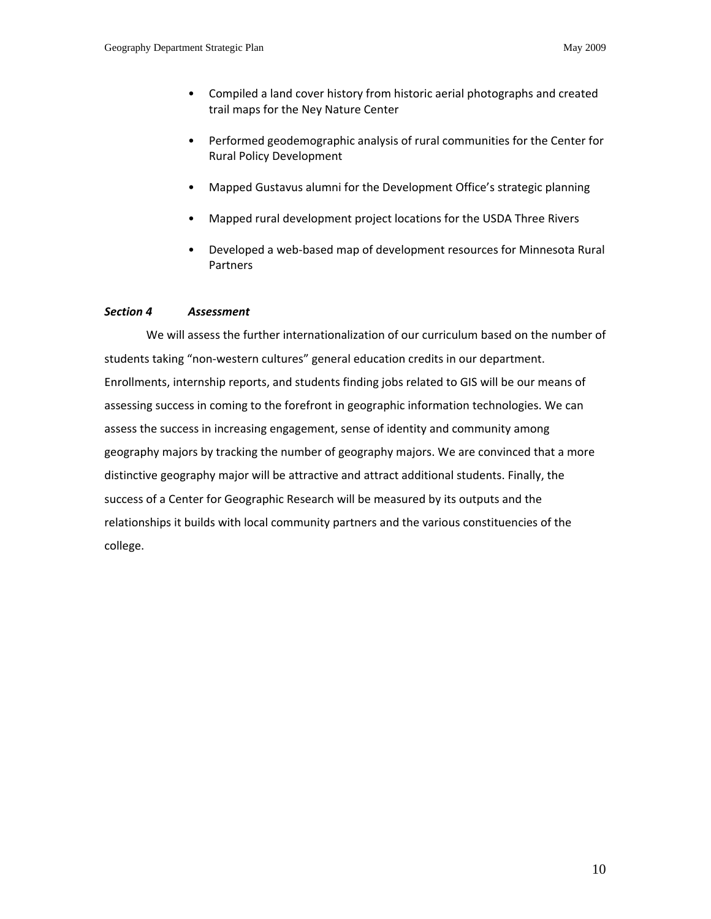- Compiled a land cover history from historic aerial photographs and created trail maps for the Ney Nature Center

- Performed geodemographic analysis of rural communities for the Center for Rural Policy Development

- Mapped Gustavus alumni for the Development Office's strategic planning

- Mapped rural development project locations for the USDA Three Rivers

- Developed a web-based map of development resources for Minnesota Rural Partners

### *Section 4 Assessment*

We will assess the further internationalization of our curriculum based on the number of students taking "non-western cultures" general education credits in our department. Enrollments, internship reports, and students finding jobs related to GIS will be our means of assessing success in coming to the forefront in geographic information technologies. We can assess the success in increasing engagement, sense of identity and community among geography majors by tracking the number of geography majors. We are convinced that a more distinctive geography major will be attractive and attract additional students. Finally, the success of a Center for Geographic Research will be measured by its outputs and the relationships it builds with local community partners and the various constituencies of the college.